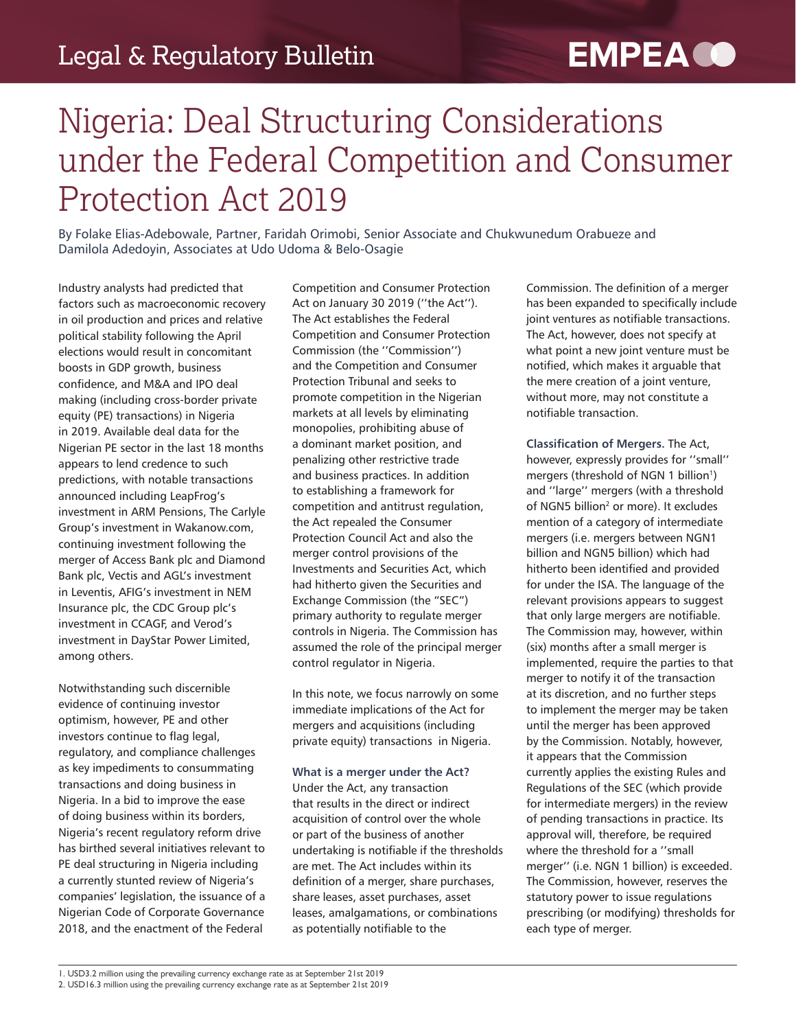# Nigeria: Deal Structuring Considerations under the Federal Competition and Consumer Protection Act 2019

By Folake Elias-Adebowale, Partner, Faridah Orimobi, Senior Associate and Chukwunedum Orabueze and Damilola Adedoyin, Associates at Udo Udoma & Belo-Osagie

Industry analysts had predicted that factors such as macroeconomic recovery in oil production and prices and relative political stability following the April elections would result in concomitant boosts in GDP growth, business confidence, and M&A and IPO deal making (including cross-border private equity (PE) transactions) in Nigeria in 2019. Available deal data for the Nigerian PE sector in the last 18 months appears to lend credence to such predictions, with notable transactions announced including LeapFrog's investment in ARM Pensions, The Carlyle Group's investment in Wakanow.com, continuing investment following the merger of Access Bank plc and Diamond Bank plc, Vectis and AGL's investment in Leventis, AFIG's investment in NEM Insurance plc, the CDC Group plc's investment in CCAGF, and Verod's investment in DayStar Power Limited, among others.

Notwithstanding such discernible evidence of continuing investor optimism, however, PE and other investors continue to flag legal, regulatory, and compliance challenges as key impediments to consummating transactions and doing business in Nigeria. In a bid to improve the ease of doing business within its borders, Nigeria's recent regulatory reform drive has birthed several initiatives relevant to PE deal structuring in Nigeria including a currently stunted review of Nigeria's companies' legislation, the issuance of a Nigerian Code of Corporate Governance 2018, and the enactment of the Federal Competition and Consumer Protection Act on January 30 2019 (''the Act''). The Act establishes the Federal Competition and Consumer Protection Commission (the ''Commission'') and the Competition and Consumer Protection Tribunal and seeks to promote competition in the Nigerian markets at all levels by eliminating monopolies, prohibiting abuse of a dominant market position, and penalizing other restrictive trade and business practices. In addition to establishing a framework for competition and antitrust regulation, the Act repealed the Consumer Protection Council Act and also the merger control provisions of the Investments and Securities Act, which had hitherto given the Securities and Exchange Commission (the "SEC") primary authority to regulate merger controls in Nigeria. The Commission has assumed the role of the principal merger control regulator in Nigeria.

In this note, we focus narrowly on some immediate implications of the Act for mergers and acquisitions (including private equity) transactions in Nigeria.

**What is a merger under the Act?** Under the Act, any transaction that results in the direct or indirect acquisition of control over the whole or part of the business of another undertaking is notifiable if the thresholds are met. The Act includes within its definition of a merger, share purchases, share leases, asset purchases, asset leases, amalgamations, or combinations as potentially notifiable to the Commission. The definition of a merger has been expanded to specifically include joint ventures as notifiable transactions. The Act, however, does not specify at what point a new joint venture must be notified, which makes it arguable that the mere creation of a joint venture, without more, may not constitute a notifiable transaction.

**Classification of Mergers.** The Act, however, expressly provides for ''small'' mergers (threshold of NGN 1 billion[1]) and ''large'' mergers (with a threshold of NGN5 billion[2] or more). It excludes mention of a category of intermediate mergers (i.e. mergers between NGN1 billion and NGN5 billion) which had hitherto been identified and provided for under the ISA. The language of the relevant provisions appears to suggest that only large mergers are notifiable. The Commission may, however, within (six) months after a small merger is implemented, require the parties to that merger to notify it of the transaction at its discretion, and no further steps to implement the merger may be taken until the merger has been approved by the Commission. Notably, however, it appears that the Commission currently applies the existing Rules and Regulations of the SEC (which provide for intermediate mergers) in the review of pending transactions in practice. Its approval will, therefore, be required where the threshold for a ''small merger'' (i.e. NGN 1 billion) is exceeded. The Commission, however, reserves the statutory power to issue regulations prescribing (or modifying) thresholds for each type of merger.

1. USD3.2 million using the prevailing currency exchange rate as at September 21st 2019
2. USD16.3 million using the prevailing currency exchange rate as at September 21st 2019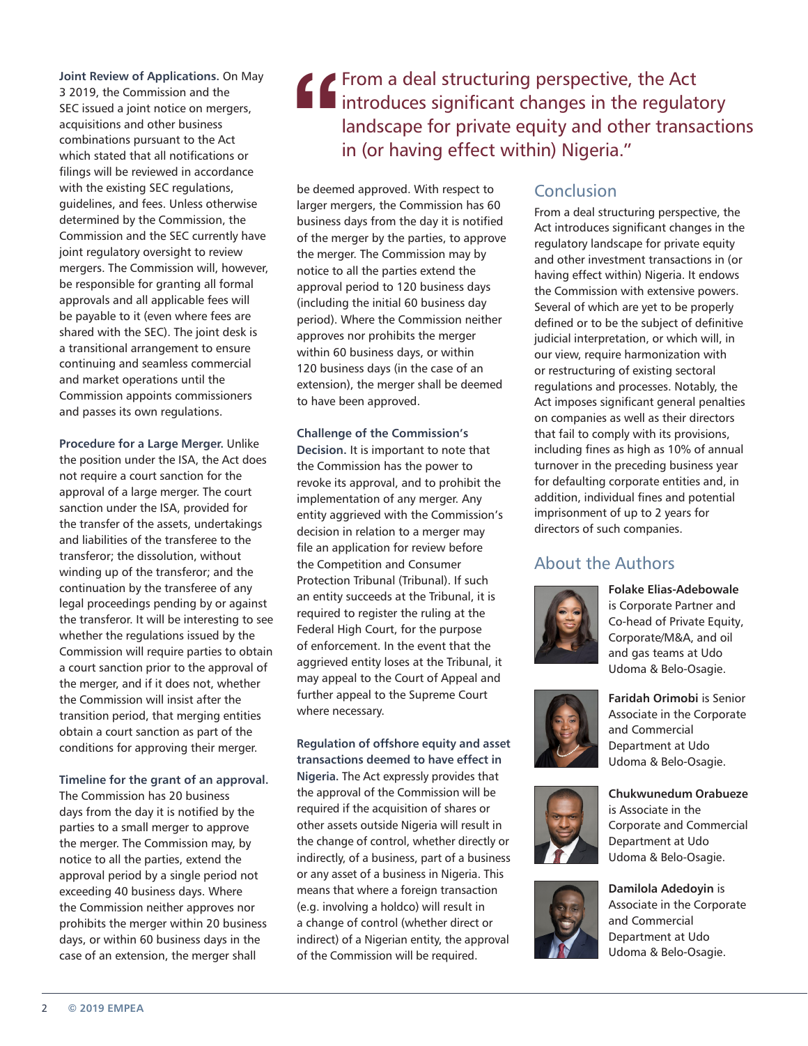**Joint Review of Applications.** On May 3 2019, the Commission and the SEC issued a joint notice on mergers, acquisitions and other business combinations pursuant to the Act which stated that all notifications or filings will be reviewed in accordance with the existing SEC regulations, guidelines, and fees. Unless otherwise determined by the Commission, the Commission and the SEC currently have joint regulatory oversight to review mergers. The Commission will, however, be responsible for granting all formal approvals and all applicable fees will be payable to it (even where fees are shared with the SEC). The joint desk is a transitional arrangement to ensure continuing and seamless commercial and market operations until the Commission appoints commissioners and passes its own regulations.

**Procedure for a Large Merger.** Unlike the position under the ISA, the Act does not require a court sanction for the approval of a large merger. The court sanction under the ISA, provided for the transfer of the assets, undertakings and liabilities of the transferee to the transferor; the dissolution, without winding up of the transferor; and the continuation by the transferee of any legal proceedings pending by or against the transferor. It will be interesting to see whether the regulations issued by the Commission will require parties to obtain a court sanction prior to the approval of the merger, and if it does not, whether the Commission will insist after the transition period, that merging entities obtain a court sanction as part of the conditions for approving their merger.

**Timeline for the grant of an approval.** The Commission has 20 business days from the day it is notified by the parties to a small merger to approve the merger. The Commission may, by notice to all the parties, extend the approval period by a single period not exceeding 40 business days. Where the Commission neither approves nor prohibits the merger within 20 business days, or within 60 business days in the case of an extension, the merger shall be deemed approved. With respect to larger mergers, the Commission has 60 business days from the day it is notified of the merger by the parties, to approve the merger. The Commission may by notice to all the parties extend the approval period to 120 business days (including the initial 60 business day period). Where the Commission neither approves nor prohibits the merger within 60 business days, or within 120 business days (in the case of an extension), the merger shall be deemed to have been approved.

> "From a deal structuring perspective, the Act introduces significant changes in the regulatory landscape for private equity and other transactions in (or having effect within) Nigeria."

**Challenge of the Commission's Decision.** It is important to note that the Commission has the power to revoke its approval, and to prohibit the implementation of any merger. Any entity aggrieved with the Commission's decision in relation to a merger may file an application for review before the Competition and Consumer Protection Tribunal (Tribunal). If such an entity succeeds at the Tribunal, it is required to register the ruling at the Federal High Court, for the purpose of enforcement. In the event that the aggrieved entity loses at the Tribunal, it may appeal to the Court of Appeal and further appeal to the Supreme Court where necessary.

**Regulation of offshore equity and asset transactions deemed to have effect in Nigeria.** The Act expressly provides that the approval of the Commission will be required if the acquisition of shares or other assets outside Nigeria will result in the change of control, whether directly or indirectly, of a business, part of a business or any asset of a business in Nigeria. This means that where a foreign transaction (e.g. involving a holdco) will result in a change of control (whether direct or indirect) of a Nigerian entity, the approval of the Commission will be required.

## Conclusion

From a deal structuring perspective, the Act introduces significant changes in the regulatory landscape for private equity and other investment transactions in (or having effect within) Nigeria. It endows the Commission with extensive powers. Several of which are yet to be properly defined or to be the subject of definitive judicial interpretation, or which will, in our view, require harmonization with or restructuring of existing sectoral regulations and processes. Notably, the Act imposes significant general penalties on companies as well as their directors that fail to comply with its provisions, including fines as high as 10% of annual turnover in the preceding business year for defaulting corporate entities and, in addition, individual fines and potential imprisonment of up to 2 years for directors of such companies.

## About the Authors

**Folake Elias-Adebowale** is Corporate Partner and Co-head of Private Equity, Corporate/M&A, and oil and gas teams at Udo Udoma & Belo-Osagie.

**Faridah Orimobi** is Senior Associate in the Corporate and Commercial Department at Udo Udoma & Belo-Osagie.

**Chukwunedum Orabueze** is Associate in the Corporate and Commercial Department at Udo Udoma & Belo-Osagie.

**Damilola Adedoyin** is Associate in the Corporate and Commercial Department at Udo Udoma & Belo-Osagie.

© 2019 EMPEA